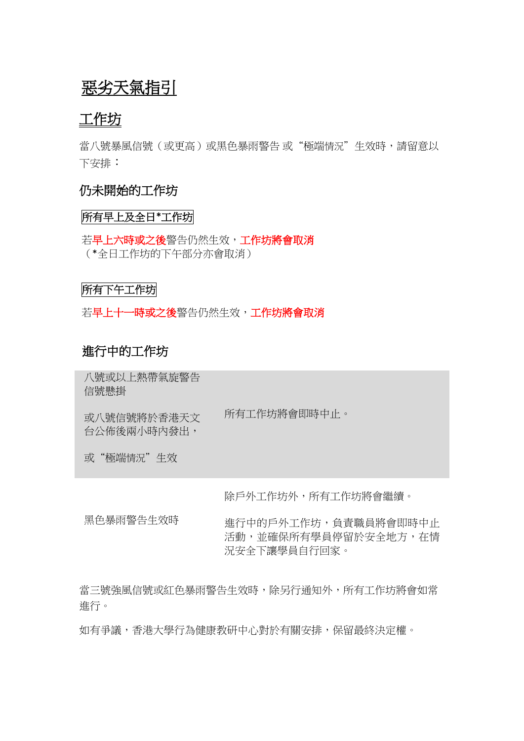# 惡劣天氣指引

## 工作坊

當八號暴風信號（或更高）或黑色暴雨警告 或“極端情況”生效時，請留意以下安排：

### 仍未開始的工作坊

**所有早上及全日*工作坊**

若**早上六時或之後**警告仍然生效，**工作坊將會取消**
（*全日工作坊的下午部分亦會取消）

**所有下午工作坊**

若**早上十一時或之後**警告仍然生效，**工作坊將會取消**

### 進行中的工作坊

| | |
|---|---|
| 八號或以上熱帶氣旋警告信號懸掛<br><br>或八號信號將於香港天文台公佈後兩小時內發出，<br><br>或“極端情況”生效 | 所有工作坊將會即時中止。 |
| 黑色暴雨警告生效時 | 除戶外工作坊外，所有工作坊將會繼續。<br><br>進行中的戶外工作坊，負責職員將會即時中止活動，並確保所有學員停留於安全地方，在情況安全下讓學員自行回家。 |

當三號強風信號或紅色暴雨警告生效時，除另行通知外，所有工作坊將會如常進行。

如有爭議，香港大學行為健康教研中心對於有關安排，保留最終決定權。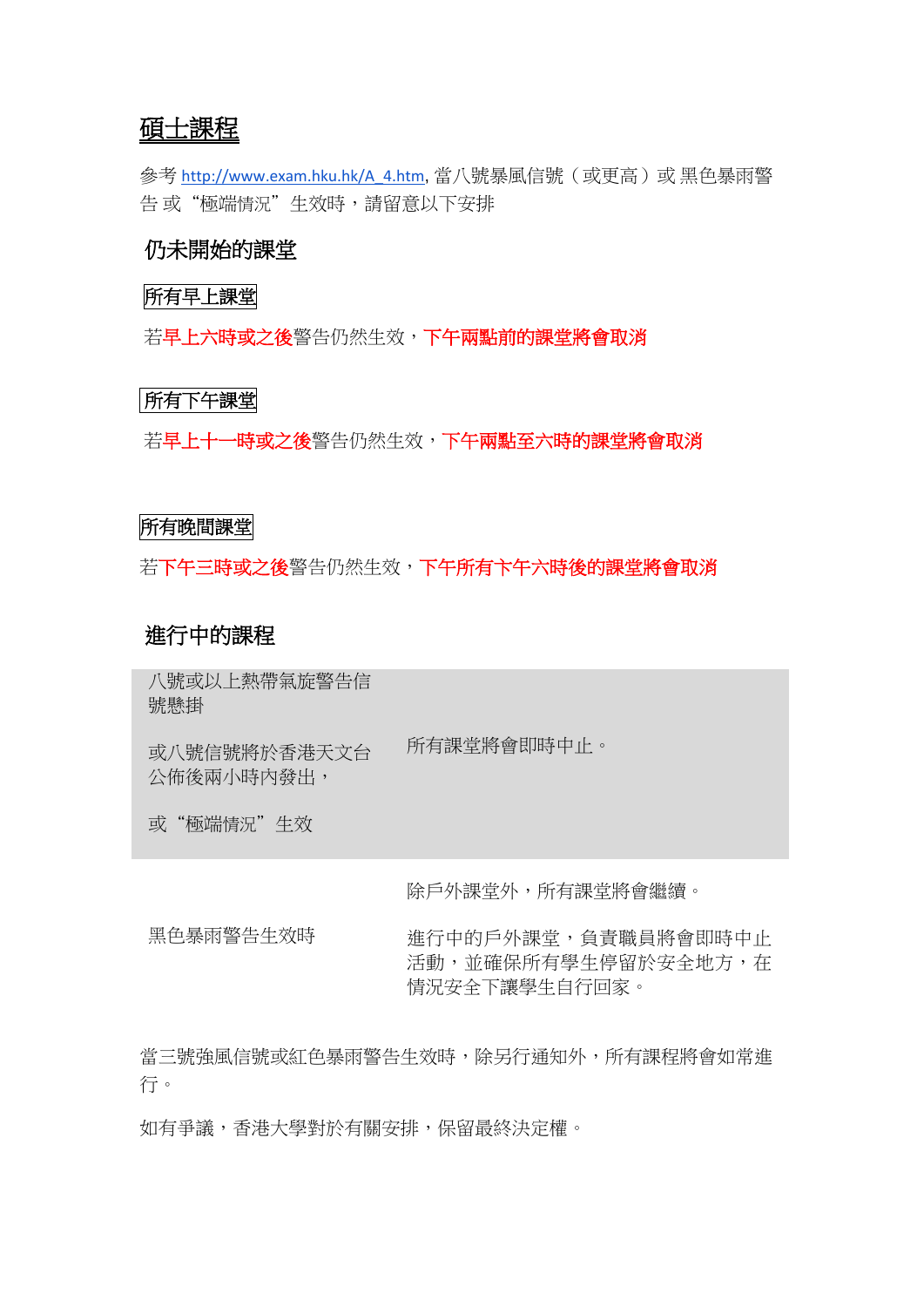# 碩士課程

參考 http://www.exam.hku.hk/A_4.htm, 當八號暴風信號（或更高）或 黑色暴雨警告 或 “極端情況” 生效時，請留意以下安排

## 仍未開始的課堂

### 所有早上課堂

若**早上六時或之後**警告仍然生效，**下午兩點前的課堂將會取消**

### 所有下午課堂

若**早上十一時或之後**警告仍然生效，**下午兩點至六時的課堂將會取消**

### 所有晚間課堂

若**下午三時或之後**警告仍然生效，**下午所有下午六時後的課堂將會取消**

## 進行中的課程

| | |
|---|---|
| 八號或以上熱帶氣旋警告信號懸掛<br><br>或八號信號將於香港天文台公佈後兩小時內發出，<br><br>或“極端情況”生效 | 所有課堂將會即時中止。 |
| 黑色暴雨警告生效時 | 除戶外課堂外，所有課堂將會繼續。<br><br>進行中的戶外課堂，負責職員將會即時中止活動，並確保所有學生停留於安全地方，在情況安全下讓學生自行回家。 |

當三號強風信號或紅色暴雨警告生效時，除另行通知外，所有課程將會如常進行。

如有爭議，香港大學對於有關安排，保留最終決定權。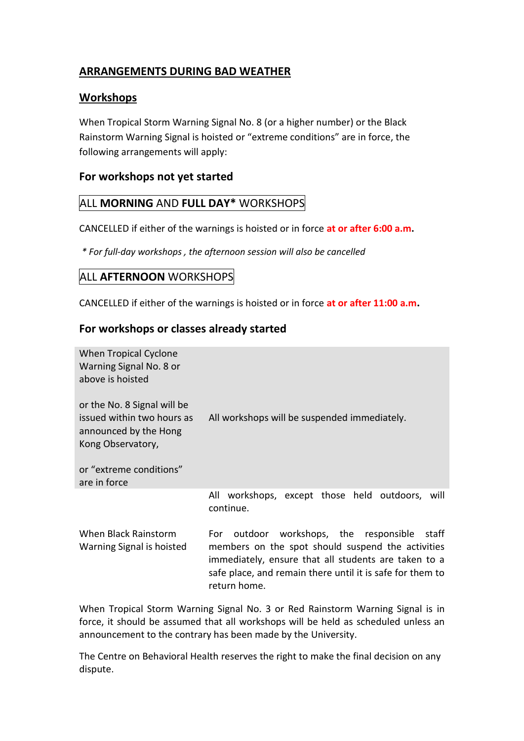# ARRANGEMENTS DURING BAD WEATHER

## Workshops

When Tropical Storm Warning Signal No. 8 (or a higher number) or the Black Rainstorm Warning Signal is hoisted or "extreme conditions" are in force, the following arrangements will apply:

### For workshops not yet started

ALL **MORNING** AND **FULL DAY*** WORKSHOPS

CANCELLED if either of the warnings is hoisted or in force **at or after 6:00 a.m.**

*\* For full-day workshops , the afternoon session will also be cancelled*

ALL **AFTERNOON** WORKSHOPS

CANCELLED if either of the warnings is hoisted or in force **at or after 11:00 a.m.**

### For workshops or classes already started

| | |
|---|---|
| When Tropical Cyclone Warning Signal No. 8 or above is hoisted<br><br>or the No. 8 Signal will be issued within two hours as announced by the Hong Kong Observatory,<br><br>or "extreme conditions" are in force | All workshops will be suspended immediately. |
| When Black Rainstorm Warning Signal is hoisted | All workshops, except those held outdoors, will continue.<br><br>For outdoor workshops, the responsible staff members on the spot should suspend the activities immediately, ensure that all students are taken to a safe place, and remain there until it is safe for them to return home. |

When Tropical Storm Warning Signal No. 3 or Red Rainstorm Warning Signal is in force, it should be assumed that all workshops will be held as scheduled unless an announcement to the contrary has been made by the University.

The Centre on Behavioral Health reserves the right to make the final decision on any dispute.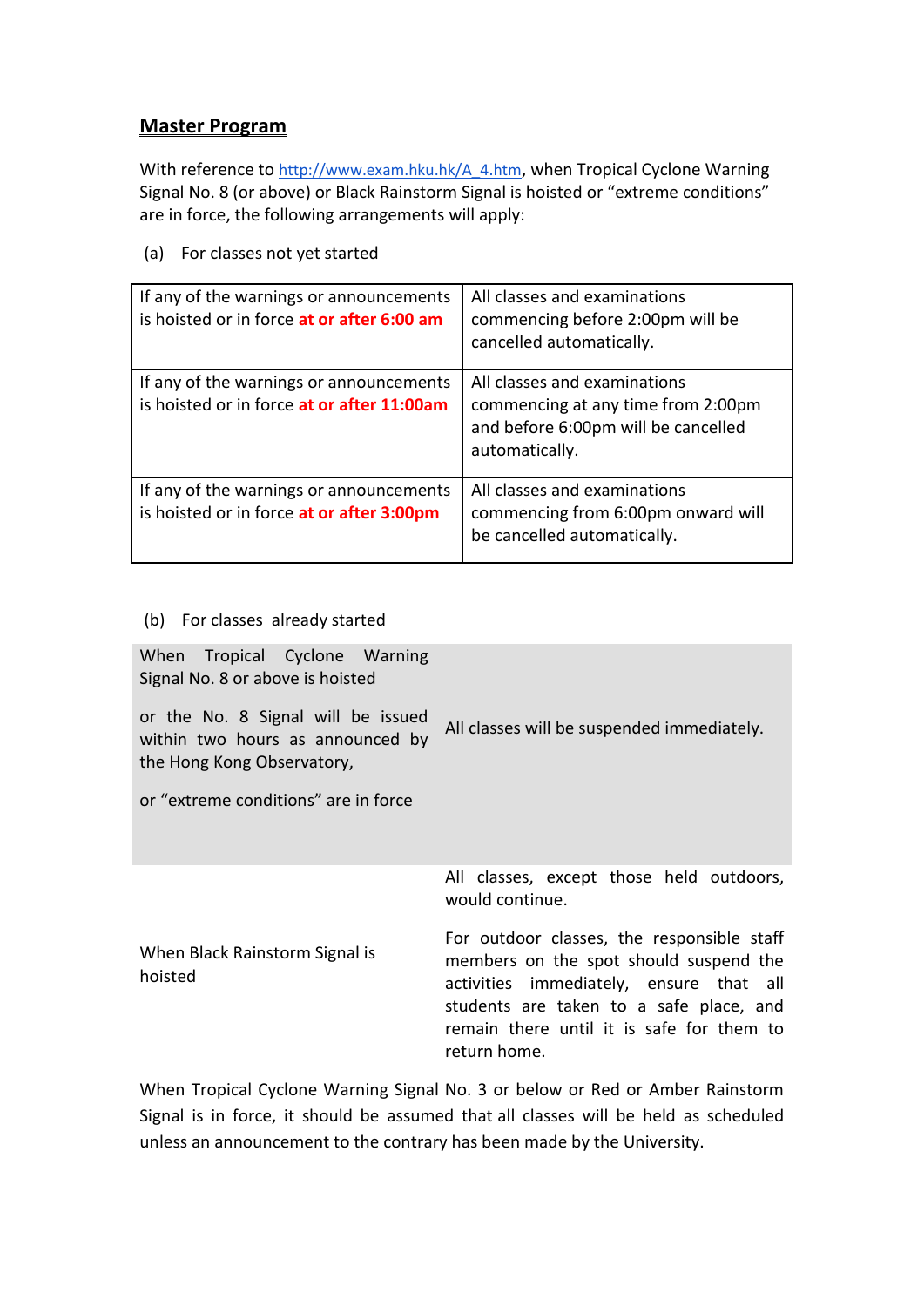## Master Program

With reference to http://www.exam.hku.hk/A_4.htm, when Tropical Cyclone Warning Signal No. 8 (or above) or Black Rainstorm Signal is hoisted or "extreme conditions" are in force, the following arrangements will apply:

(a) For classes not yet started

| | |
|---|---|
| If any of the warnings or announcements is hoisted or in force **at or after 6:00 am** | All classes and examinations commencing before 2:00pm will be cancelled automatically. |
| If any of the warnings or announcements is hoisted or in force **at or after 11:00am** | All classes and examinations commencing at any time from 2:00pm and before 6:00pm will be cancelled automatically. |
| If any of the warnings or announcements is hoisted or in force **at or after 3:00pm** | All classes and examinations commencing from 6:00pm onward will be cancelled automatically. |

(b) For classes already started

| | |
|---|---|
| When Tropical Cyclone Warning Signal No. 8 or above is hoisted<br><br>or the No. 8 Signal will be issued within two hours as announced by the Hong Kong Observatory,<br><br>or "extreme conditions" are in force | All classes will be suspended immediately. |
| When Black Rainstorm Signal is hoisted | All classes, except those held outdoors, would continue.<br><br>For outdoor classes, the responsible staff members on the spot should suspend the activities immediately, ensure that all students are taken to a safe place, and remain there until it is safe for them to return home. |

When Tropical Cyclone Warning Signal No. 3 or below or Red or Amber Rainstorm Signal is in force, it should be assumed that all classes will be held as scheduled unless an announcement to the contrary has been made by the University.